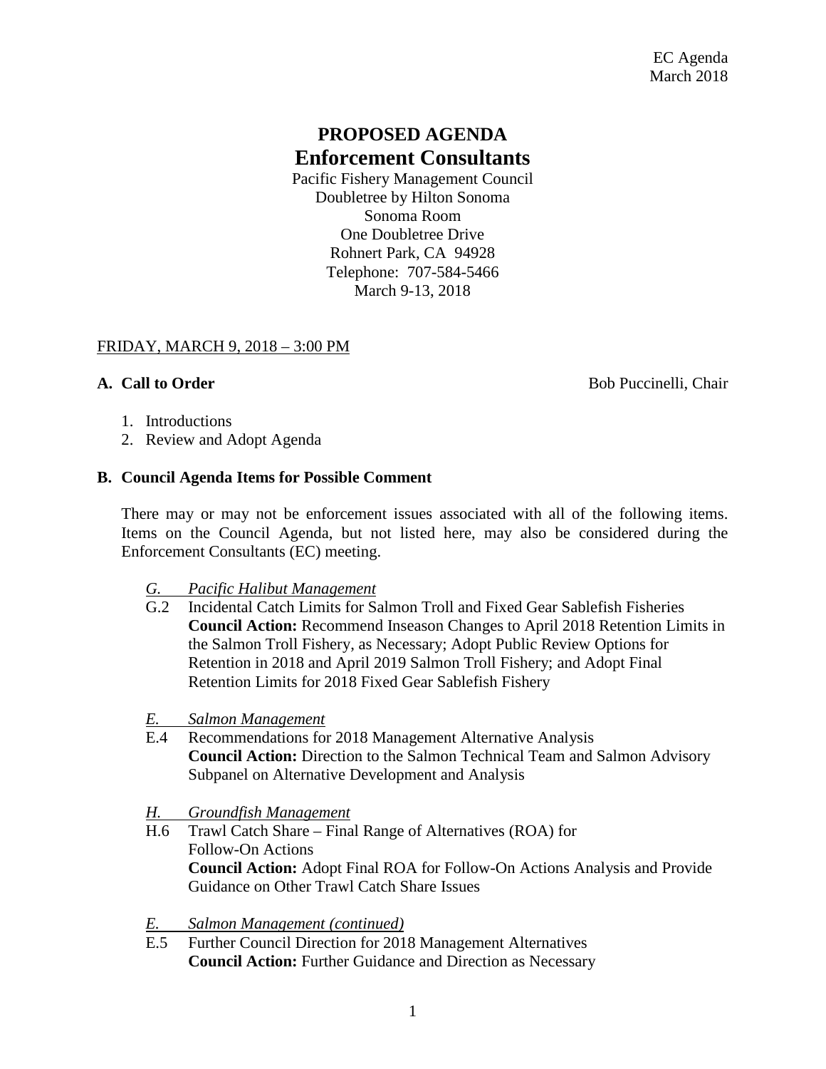EC Agenda
March 2018

# PROPOSED AGENDA
# Enforcement Consultants

Pacific Fishery Management Council
Doubletree by Hilton Sonoma
Sonoma Room
One Doubletree Drive
Rohnert Park, CA 94928
Telephone: 707-584-5466
March 9-13, 2018

FRIDAY, MARCH 9, 2018 – 3:00 PM

**A. Call to Order** Bob Puccinelli, Chair

1. Introductions
2. Review and Adopt Agenda

**B. Council Agenda Items for Possible Comment**

There may or may not be enforcement issues associated with all of the following items. Items on the Council Agenda, but not listed here, may also be considered during the Enforcement Consultants (EC) meeting.

*G. Pacific Halibut Management*

G.2 Incidental Catch Limits for Salmon Troll and Fixed Gear Sablefish Fisheries
**Council Action:** Recommend Inseason Changes to April 2018 Retention Limits in the Salmon Troll Fishery, as Necessary; Adopt Public Review Options for Retention in 2018 and April 2019 Salmon Troll Fishery; and Adopt Final Retention Limits for 2018 Fixed Gear Sablefish Fishery

*E. Salmon Management*

E.4 Recommendations for 2018 Management Alternative Analysis
**Council Action:** Direction to the Salmon Technical Team and Salmon Advisory Subpanel on Alternative Development and Analysis

*H. Groundfish Management*

H.6 Trawl Catch Share – Final Range of Alternatives (ROA) for Follow-On Actions
**Council Action:** Adopt Final ROA for Follow-On Actions Analysis and Provide Guidance on Other Trawl Catch Share Issues

*E. Salmon Management (continued)*

E.5 Further Council Direction for 2018 Management Alternatives
**Council Action:** Further Guidance and Direction as Necessary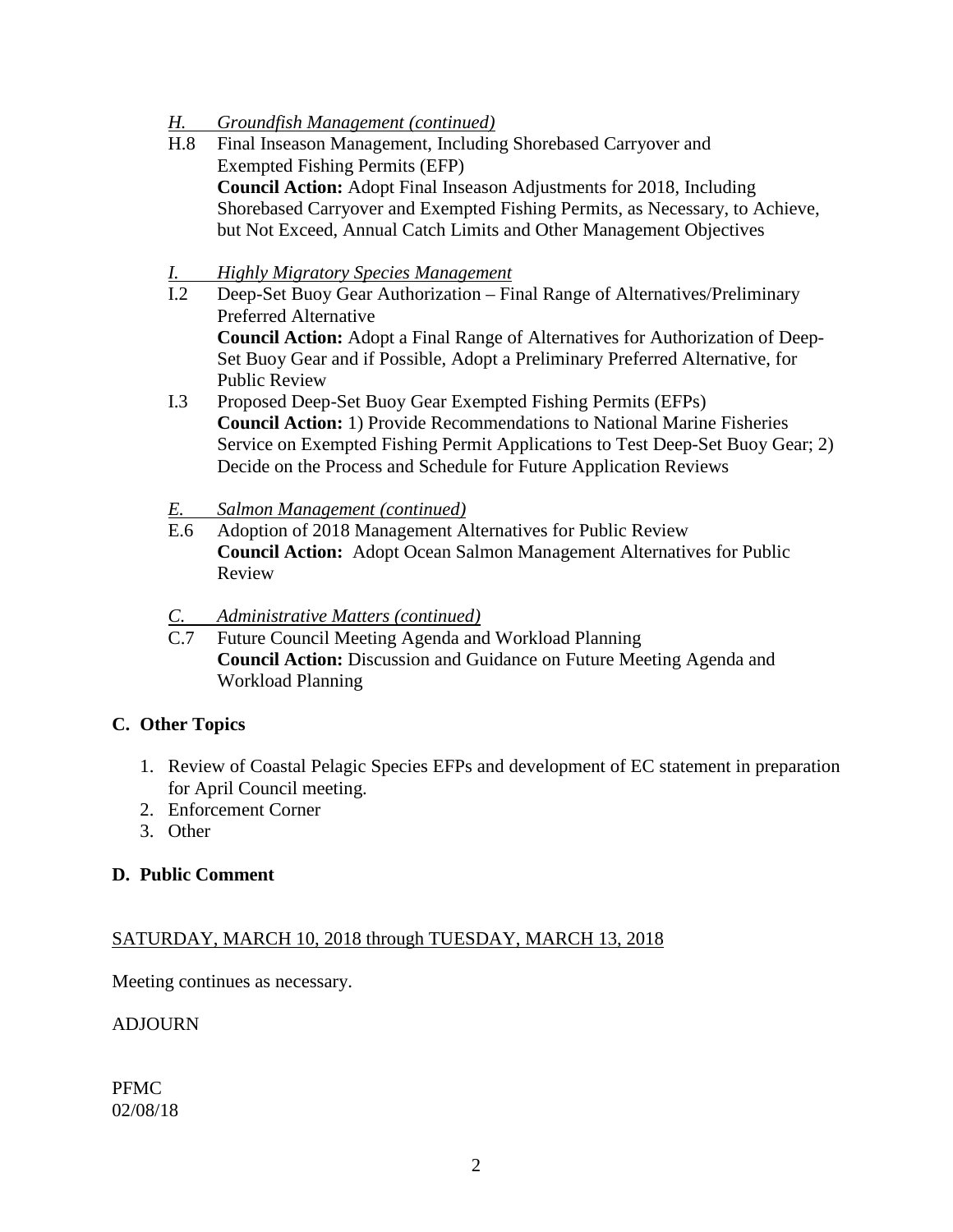*H. Groundfish Management (continued)*

H.8 Final Inseason Management, Including Shorebased Carryover and Exempted Fishing Permits (EFP)
**Council Action:** Adopt Final Inseason Adjustments for 2018, Including Shorebased Carryover and Exempted Fishing Permits, as Necessary, to Achieve, but Not Exceed, Annual Catch Limits and Other Management Objectives

*I. Highly Migratory Species Management*

I.2 Deep-Set Buoy Gear Authorization – Final Range of Alternatives/Preliminary Preferred Alternative
**Council Action:** Adopt a Final Range of Alternatives for Authorization of Deep-Set Buoy Gear and if Possible, Adopt a Preliminary Preferred Alternative, for Public Review

I.3 Proposed Deep-Set Buoy Gear Exempted Fishing Permits (EFPs)
**Council Action:** 1) Provide Recommendations to National Marine Fisheries Service on Exempted Fishing Permit Applications to Test Deep-Set Buoy Gear; 2) Decide on the Process and Schedule for Future Application Reviews

*E. Salmon Management (continued)*

E.6 Adoption of 2018 Management Alternatives for Public Review
**Council Action:** Adopt Ocean Salmon Management Alternatives for Public Review

*C. Administrative Matters (continued)*

C.7 Future Council Meeting Agenda and Workload Planning
**Council Action:** Discussion and Guidance on Future Meeting Agenda and Workload Planning

## C. Other Topics

1. Review of Coastal Pelagic Species EFPs and development of EC statement in preparation for April Council meeting.
2. Enforcement Corner
3. Other

## D. Public Comment

SATURDAY, MARCH 10, 2018 through TUESDAY, MARCH 13, 2018

Meeting continues as necessary.

ADJOURN

PFMC
02/08/18